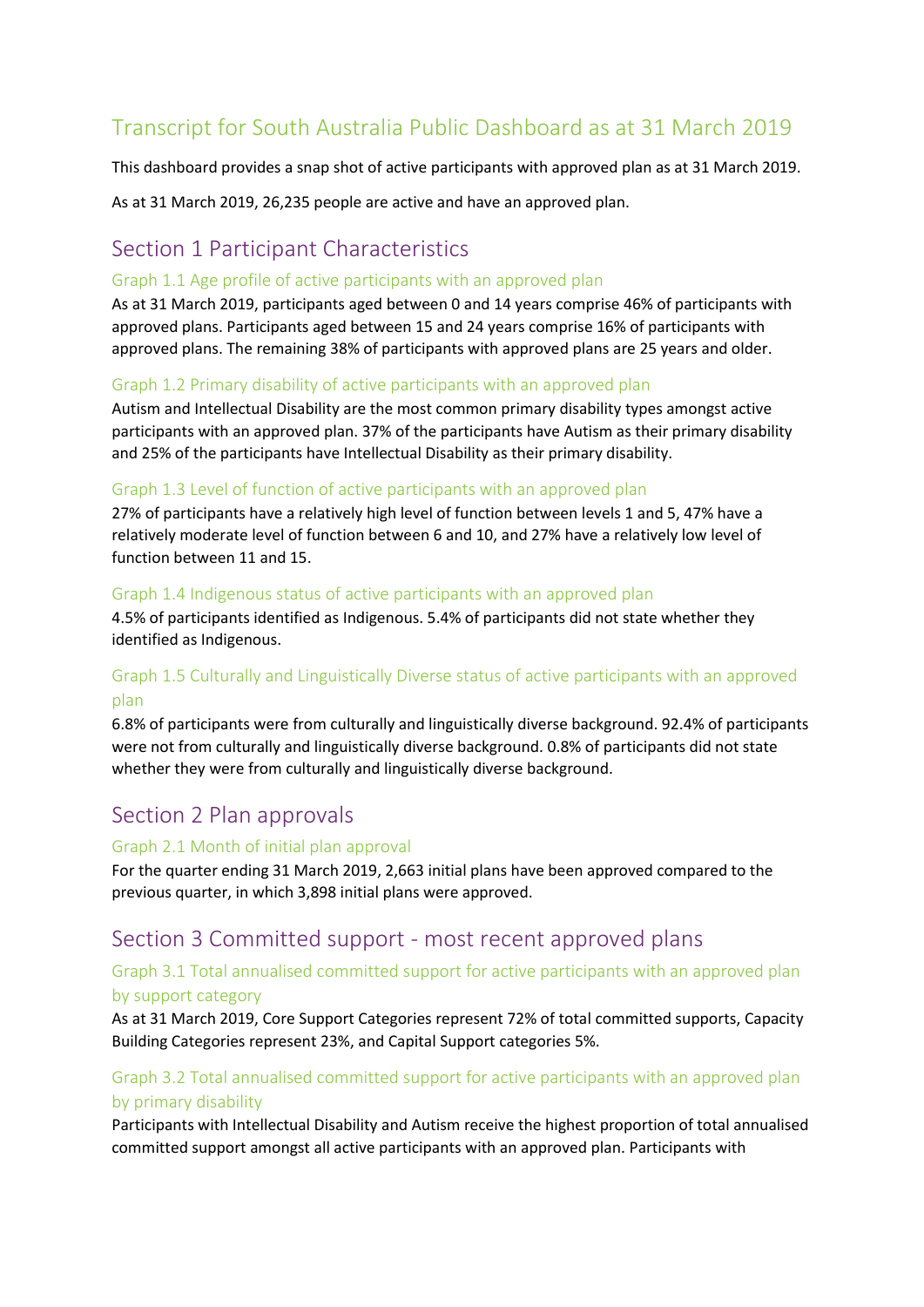# Transcript for South Australia Public Dashboard as at 31 March 2019

This dashboard provides a snap shot of active participants with approved plan as at 31 March 2019.

As at 31 March 2019, 26,235 people are active and have an approved plan.

## Section 1 Participant Characteristics

### Graph 1.1 Age profile of active participants with an approved plan

As at 31 March 2019, participants aged between 0 and 14 years comprise 46% of participants with approved plans. Participants aged between 15 and 24 years comprise 16% of participants with approved plans. The remaining 38% of participants with approved plans are 25 years and older.

### Graph 1.2 Primary disability of active participants with an approved plan

Autism and Intellectual Disability are the most common primary disability types amongst active participants with an approved plan. 37% of the participants have Autism as their primary disability and 25% of the participants have Intellectual Disability as their primary disability.

### Graph 1.3 Level of function of active participants with an approved plan

27% of participants have a relatively high level of function between levels 1 and 5, 47% have a relatively moderate level of function between 6 and 10, and 27% have a relatively low level of function between 11 and 15.

### Graph 1.4 Indigenous status of active participants with an approved plan

4.5% of participants identified as Indigenous. 5.4% of participants did not state whether they identified as Indigenous.

### Graph 1.5 Culturally and Linguistically Diverse status of active participants with an approved plan

6.8% of participants were from culturally and linguistically diverse background. 92.4% of participants were not from culturally and linguistically diverse background. 0.8% of participants did not state whether they were from culturally and linguistically diverse background.

## Section 2 Plan approvals

### Graph 2.1 Month of initial plan approval

For the quarter ending 31 March 2019, 2,663 initial plans have been approved compared to the previous quarter, in which 3,898 initial plans were approved.

## Section 3 Committed support - most recent approved plans

### Graph 3.1 Total annualised committed support for active participants with an approved plan by support category

As at 31 March 2019, Core Support Categories represent 72% of total committed supports, Capacity Building Categories represent 23%, and Capital Support categories 5%.

### Graph 3.2 Total annualised committed support for active participants with an approved plan by primary disability

Participants with Intellectual Disability and Autism receive the highest proportion of total annualised committed support amongst all active participants with an approved plan. Participants with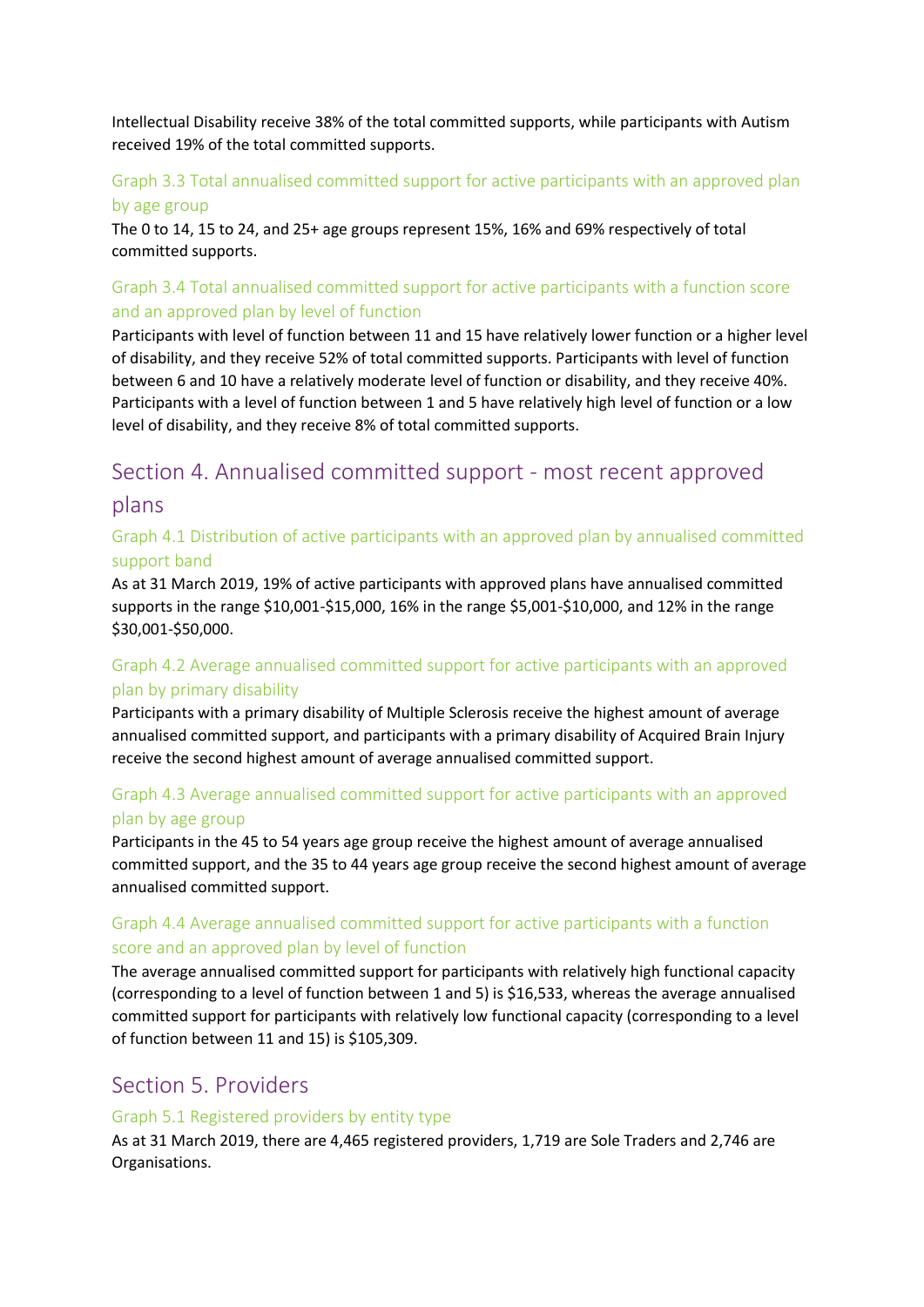Intellectual Disability receive 38% of the total committed supports, while participants with Autism received 19% of the total committed supports.

### Graph 3.3 Total annualised committed support for active participants with an approved plan by age group

The 0 to 14, 15 to 24, and 25+ age groups represent 15%, 16% and 69% respectively of total committed supports.

### Graph 3.4 Total annualised committed support for active participants with a function score and an approved plan by level of function

Participants with level of function between 11 and 15 have relatively lower function or a higher level of disability, and they receive 52% of total committed supports. Participants with level of function between 6 and 10 have a relatively moderate level of function or disability, and they receive 40%. Participants with a level of function between 1 and 5 have relatively high level of function or a low level of disability, and they receive 8% of total committed supports.

## Section 4. Annualised committed support - most recent approved plans

### Graph 4.1 Distribution of active participants with an approved plan by annualised committed support band

As at 31 March 2019, 19% of active participants with approved plans have annualised committed supports in the range $10,001-$15,000, 16% in the range $5,001-$10,000, and 12% in the range $30,001-$50,000.

### Graph 4.2 Average annualised committed support for active participants with an approved plan by primary disability

Participants with a primary disability of Multiple Sclerosis receive the highest amount of average annualised committed support, and participants with a primary disability of Acquired Brain Injury receive the second highest amount of average annualised committed support.

### Graph 4.3 Average annualised committed support for active participants with an approved plan by age group

Participants in the 45 to 54 years age group receive the highest amount of average annualised committed support, and the 35 to 44 years age group receive the second highest amount of average annualised committed support.

### Graph 4.4 Average annualised committed support for active participants with a function score and an approved plan by level of function

The average annualised committed support for participants with relatively high functional capacity (corresponding to a level of function between 1 and 5) is $16,533, whereas the average annualised committed support for participants with relatively low functional capacity (corresponding to a level of function between 11 and 15) is $105,309.

## Section 5. Providers

### Graph 5.1 Registered providers by entity type

As at 31 March 2019, there are 4,465 registered providers, 1,719 are Sole Traders and 2,746 are Organisations.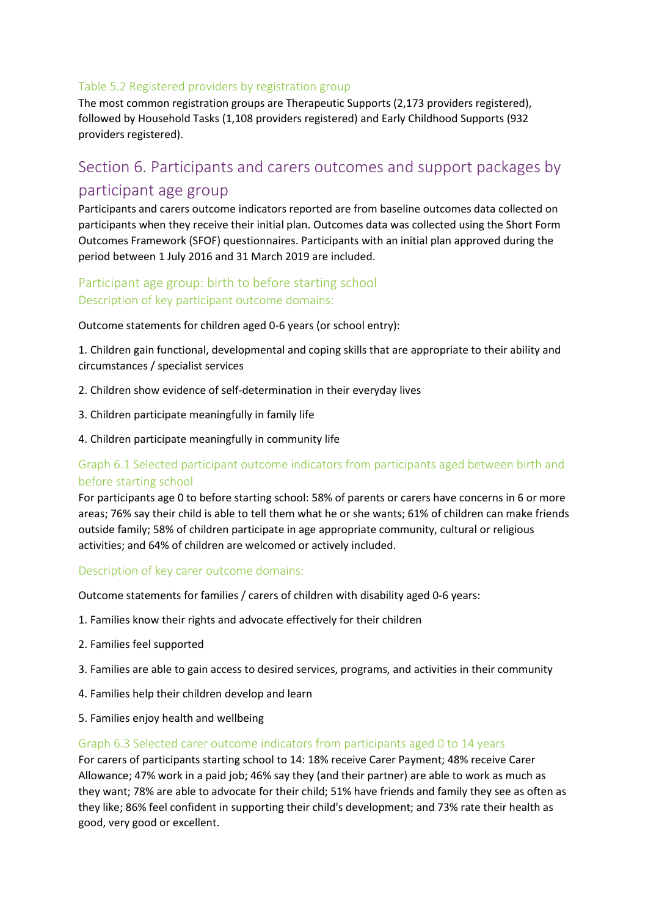### Table 5.2 Registered providers by registration group

The most common registration groups are Therapeutic Supports (2,173 providers registered), followed by Household Tasks (1,108 providers registered) and Early Childhood Supports (932 providers registered).

## Section 6. Participants and carers outcomes and support packages by participant age group

Participants and carers outcome indicators reported are from baseline outcomes data collected on participants when they receive their initial plan. Outcomes data was collected using the Short Form Outcomes Framework (SFOF) questionnaires. Participants with an initial plan approved during the period between 1 July 2016 and 31 March 2019 are included.

### Participant age group: birth to before starting school

### Description of key participant outcome domains:

Outcome statements for children aged 0-6 years (or school entry):

1. Children gain functional, developmental and coping skills that are appropriate to their ability and circumstances / specialist services
2. Children show evidence of self-determination in their everyday lives
3. Children participate meaningfully in family life
4. Children participate meaningfully in community life

### Graph 6.1 Selected participant outcome indicators from participants aged between birth and before starting school

For participants age 0 to before starting school: 58% of parents or carers have concerns in 6 or more areas; 76% say their child is able to tell them what he or she wants; 61% of children can make friends outside family; 58% of children participate in age appropriate community, cultural or religious activities; and 64% of children are welcomed or actively included.

### Description of key carer outcome domains:

Outcome statements for families / carers of children with disability aged 0-6 years:

1. Families know their rights and advocate effectively for their children
2. Families feel supported
3. Families are able to gain access to desired services, programs, and activities in their community
4. Families help their children develop and learn
5. Families enjoy health and wellbeing

### Graph 6.3 Selected carer outcome indicators from participants aged 0 to 14 years

For carers of participants starting school to 14: 18% receive Carer Payment; 48% receive Carer Allowance; 47% work in a paid job; 46% say they (and their partner) are able to work as much as they want; 78% are able to advocate for their child; 51% have friends and family they see as often as they like; 86% feel confident in supporting their child's development; and 73% rate their health as good, very good or excellent.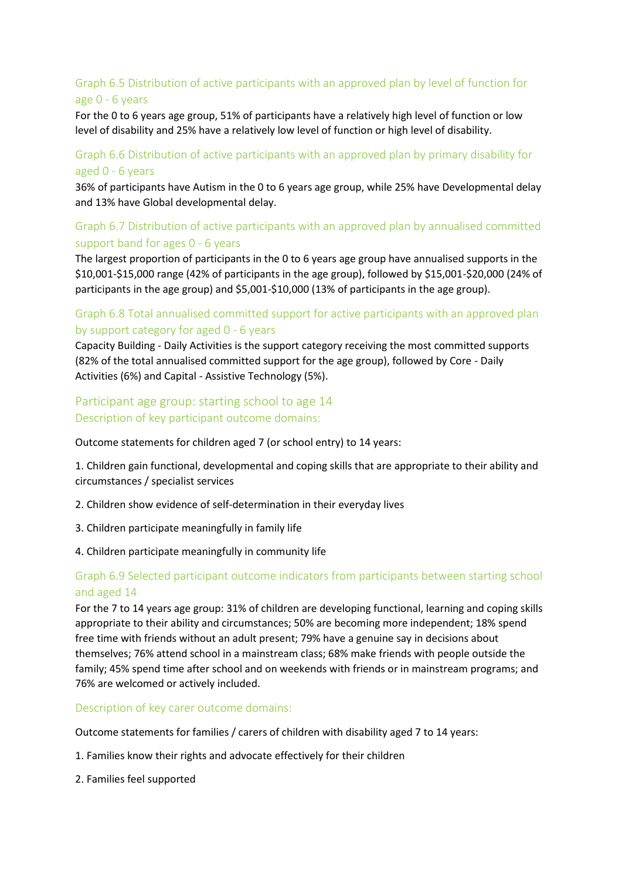### Graph 6.5 Distribution of active participants with an approved plan by level of function for age 0 - 6 years

For the 0 to 6 years age group, 51% of participants have a relatively high level of function or low level of disability and 25% have a relatively low level of function or high level of disability.

### Graph 6.6 Distribution of active participants with an approved plan by primary disability for aged 0 - 6 years

36% of participants have Autism in the 0 to 6 years age group, while 25% have Developmental delay and 13% have Global developmental delay.

### Graph 6.7 Distribution of active participants with an approved plan by annualised committed support band for ages 0 - 6 years

The largest proportion of participants in the 0 to 6 years age group have annualised supports in the $10,001-$15,000 range (42% of participants in the age group), followed by $15,001-$20,000 (24% of participants in the age group) and $5,001-$10,000 (13% of participants in the age group).

### Graph 6.8 Total annualised committed support for active participants with an approved plan by support category for aged 0 - 6 years

Capacity Building - Daily Activities is the support category receiving the most committed supports (82% of the total annualised committed support for the age group), followed by Core - Daily Activities (6%) and Capital - Assistive Technology (5%).

## Participant age group: starting school to age 14

### Description of key participant outcome domains:

Outcome statements for children aged 7 (or school entry) to 14 years:

1. Children gain functional, developmental and coping skills that are appropriate to their ability and circumstances / specialist services
2. Children show evidence of self-determination in their everyday lives
3. Children participate meaningfully in family life
4. Children participate meaningfully in community life

### Graph 6.9 Selected participant outcome indicators from participants between starting school and aged 14

For the 7 to 14 years age group: 31% of children are developing functional, learning and coping skills appropriate to their ability and circumstances; 50% are becoming more independent; 18% spend free time with friends without an adult present; 79% have a genuine say in decisions about themselves; 76% attend school in a mainstream class; 68% make friends with people outside the family; 45% spend time after school and on weekends with friends or in mainstream programs; and 76% are welcomed or actively included.

### Description of key carer outcome domains:

Outcome statements for families / carers of children with disability aged 7 to 14 years:

1. Families know their rights and advocate effectively for their children
2. Families feel supported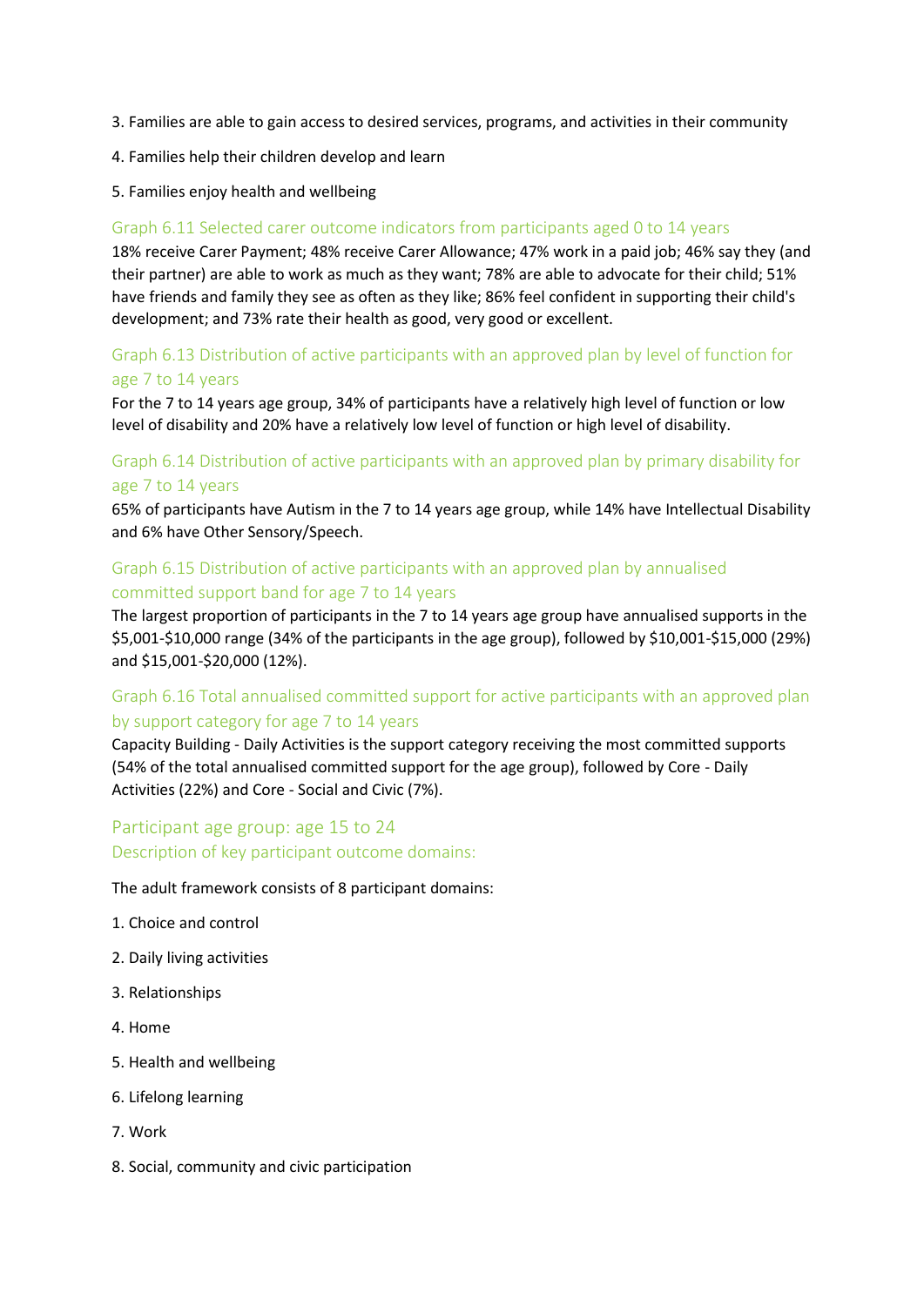3. Families are able to gain access to desired services, programs, and activities in their community

4. Families help their children develop and learn

5. Families enjoy health and wellbeing

### Graph 6.11 Selected carer outcome indicators from participants aged 0 to 14 years

18% receive Carer Payment; 48% receive Carer Allowance; 47% work in a paid job; 46% say they (and their partner) are able to work as much as they want; 78% are able to advocate for their child; 51% have friends and family they see as often as they like; 86% feel confident in supporting their child's development; and 73% rate their health as good, very good or excellent.

### Graph 6.13 Distribution of active participants with an approved plan by level of function for age 7 to 14 years

For the 7 to 14 years age group, 34% of participants have a relatively high level of function or low level of disability and 20% have a relatively low level of function or high level of disability.

### Graph 6.14 Distribution of active participants with an approved plan by primary disability for age 7 to 14 years

65% of participants have Autism in the 7 to 14 years age group, while 14% have Intellectual Disability and 6% have Other Sensory/Speech.

### Graph 6.15 Distribution of active participants with an approved plan by annualised committed support band for age 7 to 14 years

The largest proportion of participants in the 7 to 14 years age group have annualised supports in the $5,001-$10,000 range (34% of the participants in the age group), followed by $10,001-$15,000 (29%) and $15,001-$20,000 (12%).

### Graph 6.16 Total annualised committed support for active participants with an approved plan by support category for age 7 to 14 years

Capacity Building - Daily Activities is the support category receiving the most committed supports (54% of the total annualised committed support for the age group), followed by Core - Daily Activities (22%) and Core - Social and Civic (7%).

## Participant age group: age 15 to 24

### Description of key participant outcome domains:

The adult framework consists of 8 participant domains:

1. Choice and control

2. Daily living activities

3. Relationships

4. Home

5. Health and wellbeing

6. Lifelong learning

7. Work

8. Social, community and civic participation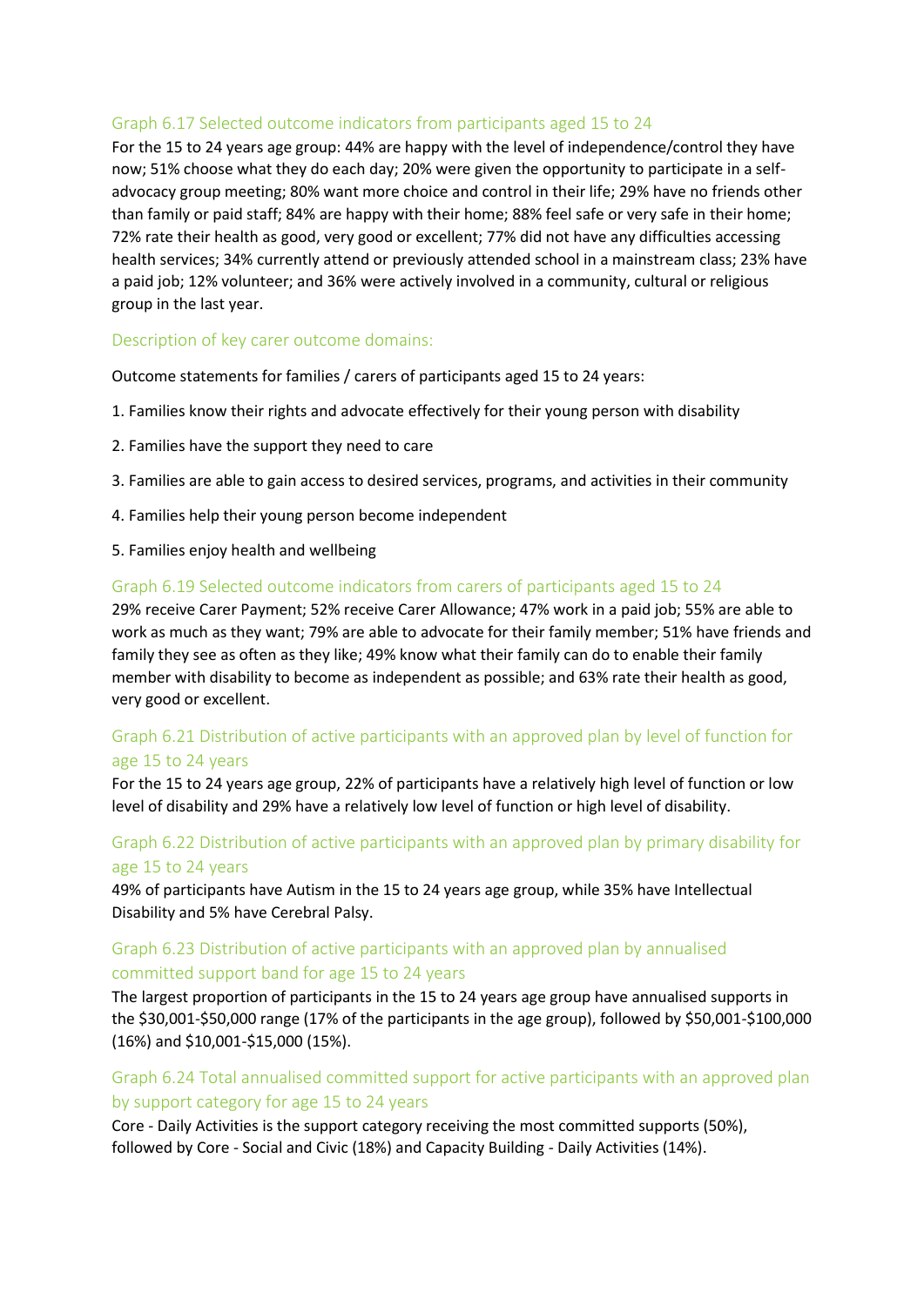### Graph 6.17 Selected outcome indicators from participants aged 15 to 24

For the 15 to 24 years age group: 44% are happy with the level of independence/control they have now; 51% choose what they do each day; 20% were given the opportunity to participate in a self-advocacy group meeting; 80% want more choice and control in their life; 29% have no friends other than family or paid staff; 84% are happy with their home; 88% feel safe or very safe in their home; 72% rate their health as good, very good or excellent; 77% did not have any difficulties accessing health services; 34% currently attend or previously attended school in a mainstream class; 23% have a paid job; 12% volunteer; and 36% were actively involved in a community, cultural or religious group in the last year.

### Description of key carer outcome domains:

Outcome statements for families / carers of participants aged 15 to 24 years:

1. Families know their rights and advocate effectively for their young person with disability
2. Families have the support they need to care
3. Families are able to gain access to desired services, programs, and activities in their community
4. Families help their young person become independent
5. Families enjoy health and wellbeing

### Graph 6.19 Selected outcome indicators from carers of participants aged 15 to 24

29% receive Carer Payment; 52% receive Carer Allowance; 47% work in a paid job; 55% are able to work as much as they want; 79% are able to advocate for their family member; 51% have friends and family they see as often as they like; 49% know what their family can do to enable their family member with disability to become as independent as possible; and 63% rate their health as good, very good or excellent.

### Graph 6.21 Distribution of active participants with an approved plan by level of function for age 15 to 24 years

For the 15 to 24 years age group, 22% of participants have a relatively high level of function or low level of disability and 29% have a relatively low level of function or high level of disability.

### Graph 6.22 Distribution of active participants with an approved plan by primary disability for age 15 to 24 years

49% of participants have Autism in the 15 to 24 years age group, while 35% have Intellectual Disability and 5% have Cerebral Palsy.

### Graph 6.23 Distribution of active participants with an approved plan by annualised committed support band for age 15 to 24 years

The largest proportion of participants in the 15 to 24 years age group have annualised supports in the $30,001-$50,000 range (17% of the participants in the age group), followed by $50,001-$100,000 (16%) and $10,001-$15,000 (15%).

### Graph 6.24 Total annualised committed support for active participants with an approved plan by support category for age 15 to 24 years

Core - Daily Activities is the support category receiving the most committed supports (50%), followed by Core - Social and Civic (18%) and Capacity Building - Daily Activities (14%).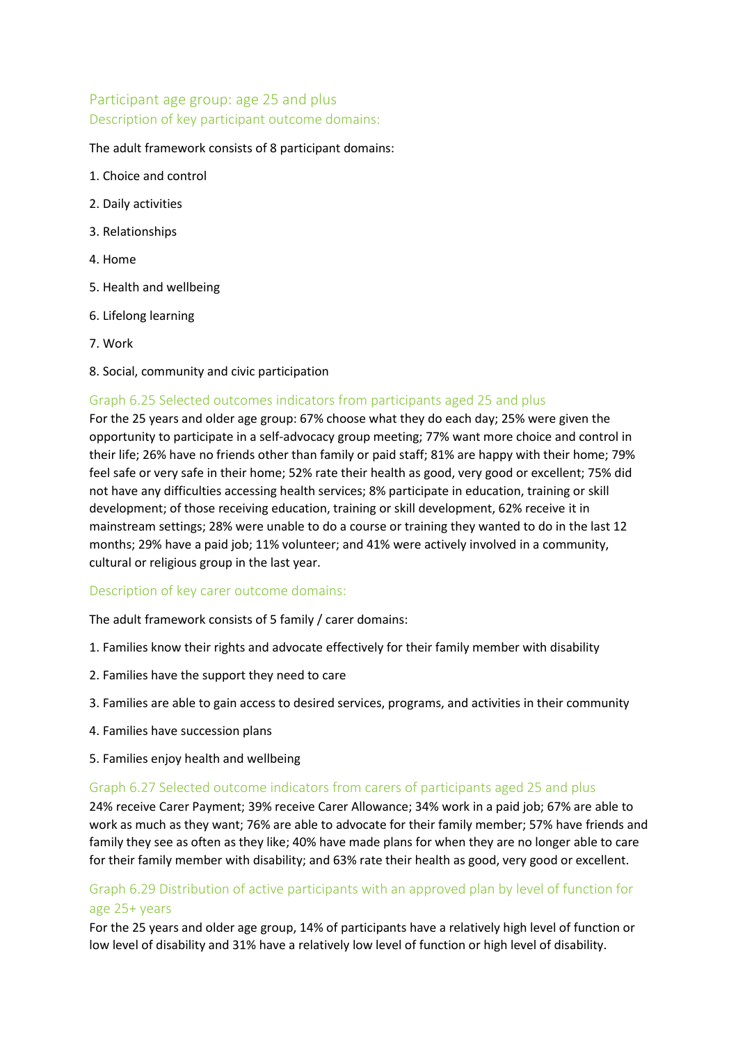## Participant age group: age 25 and plus

### Description of key participant outcome domains:

The adult framework consists of 8 participant domains:

1. Choice and control
2. Daily activities
3. Relationships
4. Home
5. Health and wellbeing
6. Lifelong learning
7. Work
8. Social, community and civic participation

### Graph 6.25 Selected outcomes indicators from participants aged 25 and plus

For the 25 years and older age group: 67% choose what they do each day; 25% were given the opportunity to participate in a self-advocacy group meeting; 77% want more choice and control in their life; 26% have no friends other than family or paid staff; 81% are happy with their home; 79% feel safe or very safe in their home; 52% rate their health as good, very good or excellent; 75% did not have any difficulties accessing health services; 8% participate in education, training or skill development; of those receiving education, training or skill development, 62% receive it in mainstream settings; 28% were unable to do a course or training they wanted to do in the last 12 months; 29% have a paid job; 11% volunteer; and 41% were actively involved in a community, cultural or religious group in the last year.

### Description of key carer outcome domains:

The adult framework consists of 5 family / carer domains:

1. Families know their rights and advocate effectively for their family member with disability
2. Families have the support they need to care
3. Families are able to gain access to desired services, programs, and activities in their community
4. Families have succession plans
5. Families enjoy health and wellbeing

### Graph 6.27 Selected outcome indicators from carers of participants aged 25 and plus

24% receive Carer Payment; 39% receive Carer Allowance; 34% work in a paid job; 67% are able to work as much as they want; 76% are able to advocate for their family member; 57% have friends and family they see as often as they like; 40% have made plans for when they are no longer able to care for their family member with disability; and 63% rate their health as good, very good or excellent.

### Graph 6.29 Distribution of active participants with an approved plan by level of function for age 25+ years

For the 25 years and older age group, 14% of participants have a relatively high level of function or low level of disability and 31% have a relatively low level of function or high level of disability.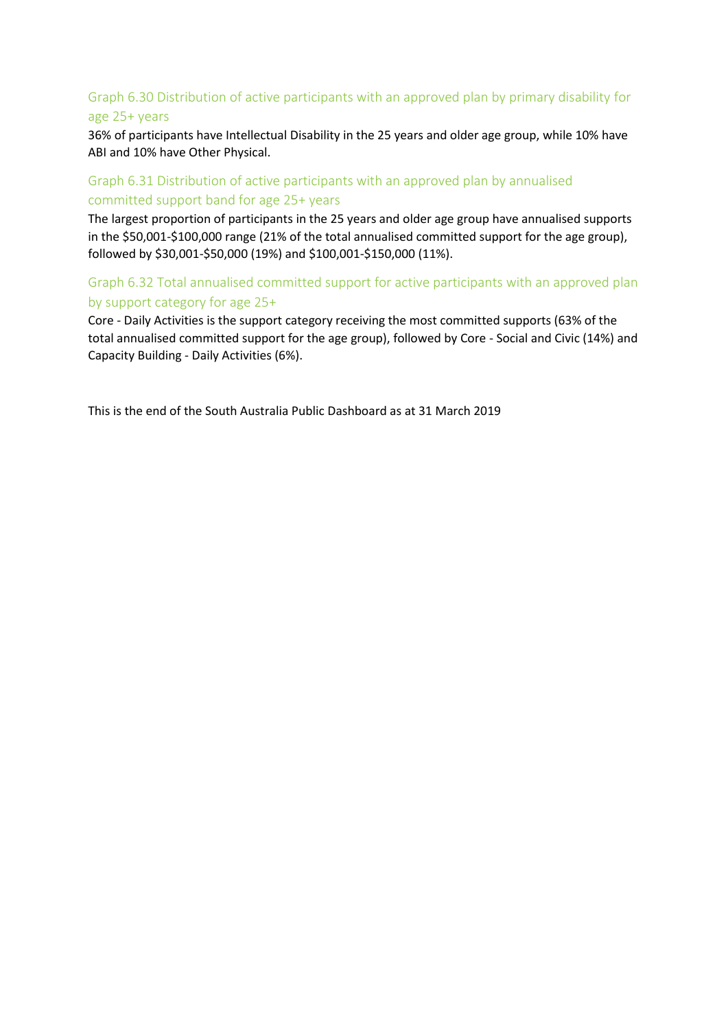### Graph 6.30 Distribution of active participants with an approved plan by primary disability for age 25+ years

36% of participants have Intellectual Disability in the 25 years and older age group, while 10% have ABI and 10% have Other Physical.

### Graph 6.31 Distribution of active participants with an approved plan by annualised committed support band for age 25+ years

The largest proportion of participants in the 25 years and older age group have annualised supports in the $50,001-$100,000 range (21% of the total annualised committed support for the age group), followed by $30,001-$50,000 (19%) and $100,001-$150,000 (11%).

### Graph 6.32 Total annualised committed support for active participants with an approved plan by support category for age 25+

Core - Daily Activities is the support category receiving the most committed supports (63% of the total annualised committed support for the age group), followed by Core - Social and Civic (14%) and Capacity Building - Daily Activities (6%).

This is the end of the South Australia Public Dashboard as at 31 March 2019